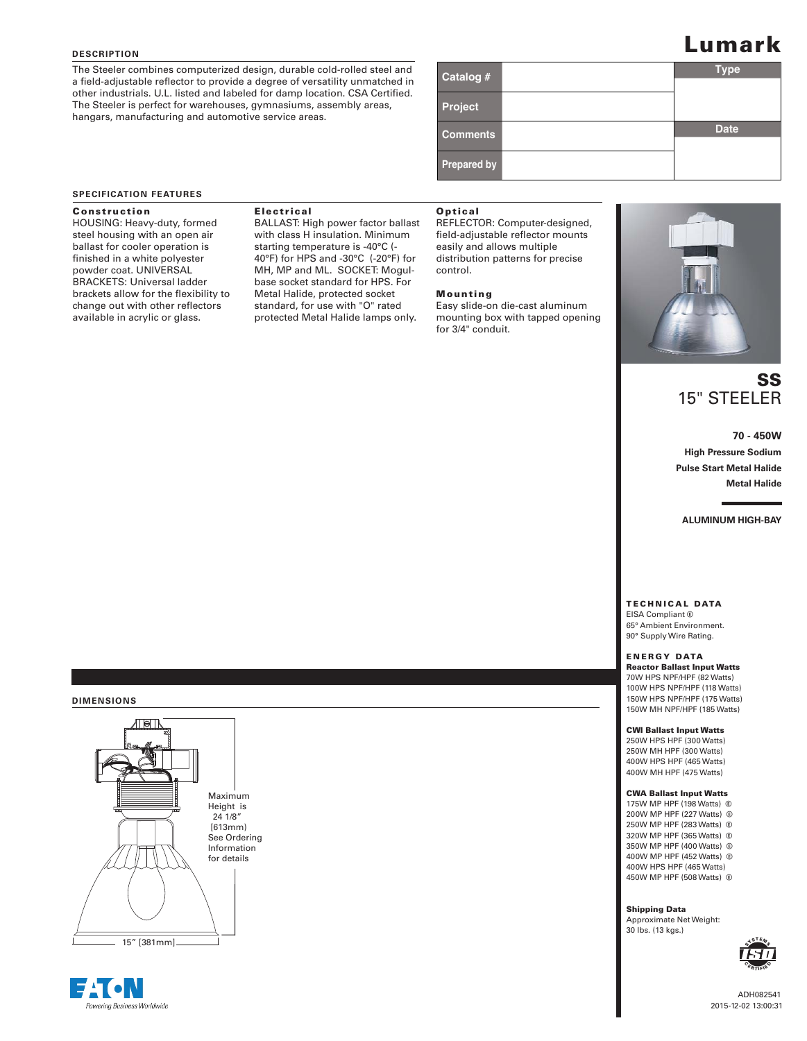# Lumark

## DESCRIPTION

The Steeler combines computerized design, durable cold-rolled steel and a field-adjustable reflector to provide a degree of versatility unmatched in other industrials. U.L. listed and labeled for damp location. CSA Certified. The Steeler is perfect for warehouses, gymnasiums, assembly areas, hangars, manufacturing and automotive service areas.

| Catalog # | | Type |
|---|---|---|
| Project | | |
| Comments | | Date |
| Prepared by | | |

## SS
## 15" STEELER

**70 - 450W**

**High Pressure Sodium**

**Pulse Start Metal Halide**

**Metal Halide**

**ALUMINUM HIGH-BAY**

## SPECIFICATION FEATURES

### Construction

HOUSING: Heavy-duty, formed steel housing with an open air ballast for cooler operation is finished in a white polyester powder coat. UNIVERSAL BRACKETS: Universal ladder brackets allow for the flexibility to change out with other reflectors available in acrylic or glass.

### Electrical

BALLAST: High power factor ballast with class H insulation. Minimum starting temperature is -40°C (-40°F) for HPS and -30°C (-20°F) for MH, MP and ML. SOCKET: Mogul-base socket standard for HPS. For Metal Halide, protected socket standard, for use with "O" rated protected Metal Halide lamps only.

### Optical

REFLECTOR: Computer-designed, field-adjustable reflector mounts easily and allows multiple distribution patterns for precise control.

### Mounting

Easy slide-on die-cast aluminum mounting box with tapped opening for 3/4" conduit.

## DIMENSIONS

Maximum Height is 24 1/8" [613mm] See Ordering Information for details

15" [381mm]

## TECHNICAL DATA

EISA Compliant ⑥
65° Ambient Environment.
90° Supply Wire Rating.

## ENERGY DATA

**Reactor Ballast Input Watts**
70W HPS NPF/HPF (82 Watts)
100W HPS NPF/HPF (118 Watts)
150W HPS NPF/HPF (175 Watts)
150W MH NPF/HPF (185 Watts)

**CWI Ballast Input Watts**
250W HPS HPF (300 Watts)
250W MH HPF (300 Watts)
400W HPS HPF (465 Watts)
400W MH HPF (475 Watts)

**CWA Ballast Input Watts**
175W MP HPF (198 Watts) ⑥
200W MP HPF (227 Watts) ⑥
250W MP HPF (283 Watts) ⑥
320W MP HPF (365 Watts) ⑥
350W MP HPF (400 Watts) ⑥
400W MP HPF (452 Watts) ⑥
400W HPS HPF (465 Watts)
450W MP HPF (508 Watts) ⑥

**Shipping Data**
Approximate Net Weight:
30 lbs. (13 kgs.)

EATON
Powering Business Worldwide

ADH082541
2015-12-02 13:00:31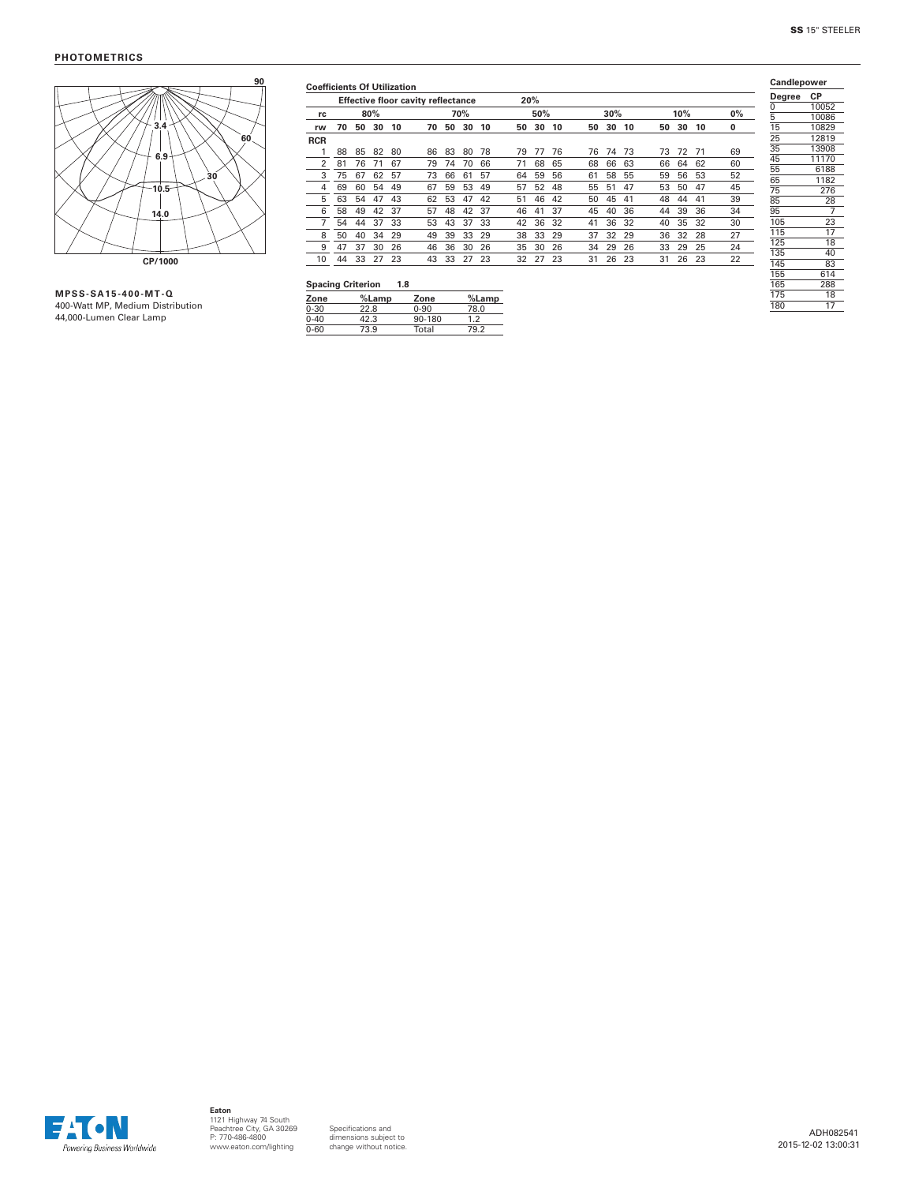## PHOTOMETRICS

**MPSS-SA15-400-MT-Q**
400-Watt MP, Medium Distribution
44,000-Lumen Clear Lamp

### Coefficients Of Utilization

| | Effective floor cavity reflectance | | | | 20% | | | | | | | | | | | | | | | | |
|---|---|---|---|---|---|---|---|---|---|---|---|---|---|---|---|---|---|---|---|---|---|
| rc | 80% | | | | 70% | | | | 50% | | | 30% | | | 10% | | | 0% |
| rw | 70 | 50 | 30 | 10 | 70 | 50 | 30 | 10 | 50 | 30 | 10 | 50 | 30 | 10 | 50 | 30 | 10 | 0 |
| RCR | | | | | | | | | | | | | | | | | | |
| 1 | 88 | 85 | 82 | 80 | 86 | 83 | 80 | 78 | 79 | 77 | 76 | 76 | 74 | 73 | 73 | 72 | 71 | 69 |
| 2 | 81 | 76 | 71 | 67 | 79 | 74 | 70 | 66 | 71 | 68 | 65 | 68 | 66 | 63 | 66 | 64 | 62 | 60 |
| 3 | 75 | 67 | 62 | 57 | 73 | 66 | 61 | 57 | 64 | 59 | 56 | 61 | 58 | 55 | 59 | 56 | 53 | 52 |
| 4 | 69 | 60 | 54 | 49 | 67 | 59 | 53 | 49 | 57 | 52 | 48 | 55 | 51 | 47 | 53 | 50 | 47 | 45 |
| 5 | 63 | 54 | 47 | 43 | 62 | 53 | 47 | 42 | 51 | 46 | 42 | 50 | 45 | 41 | 48 | 44 | 41 | 39 |
| 6 | 58 | 49 | 42 | 37 | 57 | 48 | 42 | 37 | 46 | 41 | 37 | 45 | 40 | 36 | 44 | 39 | 36 | 34 |
| 7 | 54 | 44 | 37 | 33 | 53 | 43 | 37 | 33 | 42 | 36 | 32 | 41 | 36 | 32 | 40 | 35 | 32 | 30 |
| 8 | 50 | 40 | 34 | 29 | 49 | 39 | 33 | 29 | 38 | 33 | 29 | 37 | 32 | 29 | 36 | 32 | 28 | 27 |
| 9 | 47 | 37 | 30 | 26 | 46 | 36 | 30 | 26 | 35 | 30 | 26 | 34 | 29 | 26 | 33 | 29 | 25 | 24 |
| 10 | 44 | 33 | 27 | 23 | 43 | 33 | 27 | 23 | 32 | 27 | 23 | 31 | 26 | 23 | 31 | 26 | 23 | 22 |

**Spacing Criterion 1.8**

| Zone | %Lamp | Zone | %Lamp |
|---|---|---|---|
| 0-30 | 22.8 | 0-90 | 78.0 |
| 0-40 | 42.3 | 90-180 | 1.2 |
| 0-60 | 73.9 | Total | 79.2 |

### Candlepower

| Degree | CP |
|---|---|
| 0 | 10052 |
| 5 | 10086 |
| 15 | 10829 |
| 25 | 12819 |
| 35 | 13908 |
| 45 | 11170 |
| 55 | 6188 |
| 65 | 1182 |
| 75 | 276 |
| 85 | 28 |
| 95 | 7 |
| 105 | 23 |
| 115 | 17 |
| 125 | 18 |
| 135 | 40 |
| 145 | 83 |
| 155 | 614 |
| 165 | 288 |
| 175 | 18 |
| 180 | 17 |

**Eaton**
1121 Highway 74 South
Peachtree City, GA 30269
P: 770-486-4800
www.eaton.com/lighting

Specifications and dimensions subject to change without notice.

ADH082541
2015-12-02 13:00:31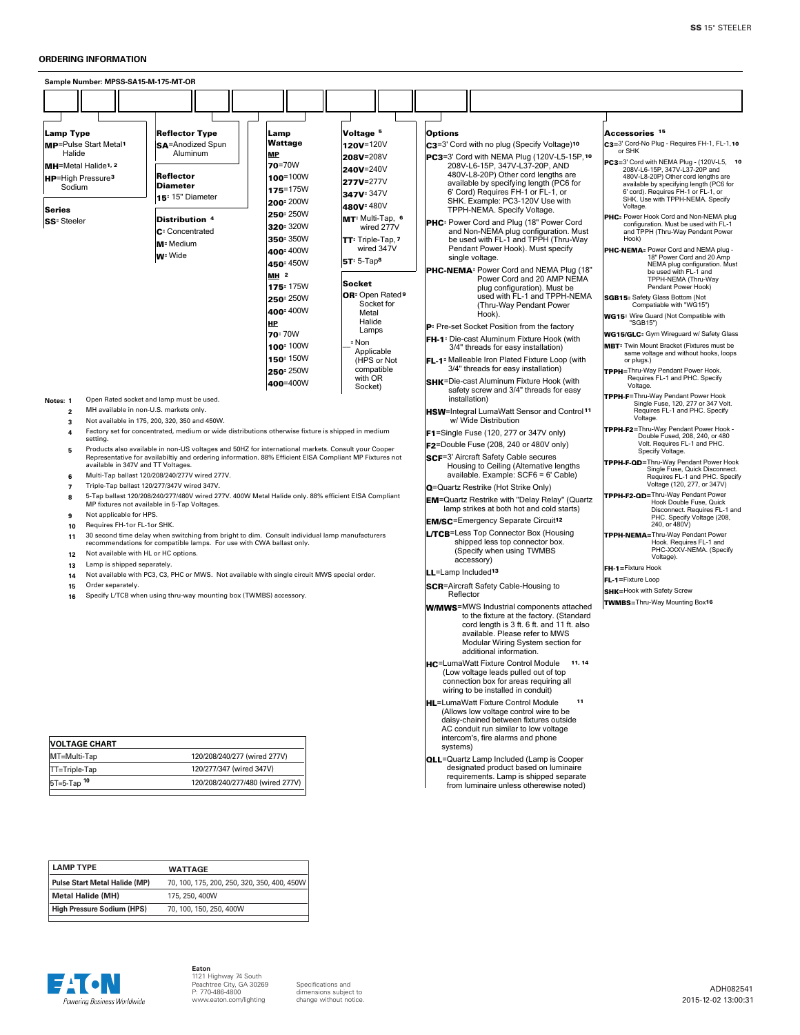## ORDERING INFORMATION

**Sample Number: MPSS-SA15-M-175-MT-OR**

**Lamp Type**
- **MP**=Pulse Start Metal Halide[1]
- **MH**=Metal Halide[1, 2]
- **HP**=High Pressure Sodium[3]

**Series**
- **SS**= Steeler

**Reflector Type**
- **SA**=Anodized Spun Aluminum

**Reflector Diameter**
- **15**= 15" Diameter

**Distribution** [4]
- **C**= Concentrated
- **M**= Medium
- **W**= Wide

**Lamp Wattage**

**MP**
- **70**=70W
- **100**=100W
- **175**=175W
- **200**= 200W
- **250**= 250W
- **320**= 320W
- **350**= 350W
- **400**= 400W
- **450**= 450W

**MH** [2]
- **175**= 175W
- **250**= 250W
- **400**= 400W

**HP**
- **70**= 70W
- **100**= 100W
- **150**= 150W
- **250**= 250W
- **400**=400W

**Voltage** [5]
- **120V**=120V
- **208V**=208V
- **240V**=240V
- **277V**=277V
- **347V**= 347V
- **480V**= 480V
- **MT**= Multi-Tap, wired 277V [6]
- **TT**= Triple-Tap, wired 347V [7]
- **5T**= 5-Tap[8]

**Socket**
- **OR**= Open Rated[9] Socket for Metal Halide Lamps
- __= Non Applicable (HPS or Not compatible with OR Socket)

**Options**
- **C3**=3' Cord with no plug (Specify Voltage)[10]
- **PC3**=3' Cord with NEMA Plug (120V-L5-15P, 208V-L6-15P, 347V-L37-20P, AND 480V-L8-20P) Other cord lengths are available by specifying length (PC6 for 6' Cord) Requires FH-1 or FL-1, or SHK. Example: PC3-120V Use with TPPH-NEMA. Specify Voltage.[10]
- **PHC**: Power Cord and Plug (18" Power Cord and Non-NEMA plug configuration. Must be used with FL-1 and TPPH (Thru-Way Pendant Power Hook). Must specify single voltage.
- **PHC-NEMA**: Power Cord and NEMA Plug (18" Power Cord and 20 AMP NEMA plug configuration). Must be used with FL-1 and TPPH-NEMA (Thru-Way Pendant Power Hook).
- **P**: Pre-set Socket Position from the factory
- **FH-1**: Die-cast Aluminum Fixture Hook (with 3/4" threads for easy installation)
- **FL-1**: Malleable Iron Plated Fixture Loop (with 3/4" threads for easy installation)
- **SHK**=Die-cast Aluminum Fixture Hook (with safety screw and 3/4" threads for easy installation)
- **HSW**=Integral LumaWatt Sensor and Control[11] w/ Wide Distribution
- **F1**=Single Fuse (120, 277 or 347V only)
- **F2**=Double Fuse (208, 240 or 480V only)
- **SCF**=3' Aircraft Safety Cable secures Housing to Ceiling (Alternative lengths available. Example: SCF6 = 6' Cable)
- **Q**=Quartz Restrike (Hot Strike Only)
- **EM**=Quartz Restrike with "Delay Relay" (Quartz lamp strikes at both hot and cold starts)
- **EM/SC**=Emergency Separate Circuit[12]
- **L/TCB**=Less Top Connector Box (Housing shipped less top connector box. (Specify when using TWMBS accessory)
- **LL**=Lamp Included[13]
- **SCR**=Aircraft Safety Cable-Housing to Reflector
- **W/MWS**=MWS Industrial components attached to the fixture at the factory. (Standard cord length is 3 ft. 6 ft. and 11 ft. also available. Please refer to MWS Modular Wiring System section for additional information.
- **HC**=LumaWatt Fixture Control Module[11, 14] (Low voltage leads pulled out of top connection box for areas requiring all wiring to be installed in conduit)
- **HL**=LumaWatt Fixture Control Module[11] (Allows low voltage control wire to be daisy-chained between fixtures outside AC conduit run similar to low voltage intercom's, fire alarms and phone systems)
- **QLL**=Quartz Lamp Included (Lamp is Cooper designated product based on luminaire requirements. Lamp is shipped separate from luminaire unless otherewise noted)

**Accessories** [15]
- **C3**=3' Cord-No Plug - Requires FH-1, FL-1, or SHK[10]
- **PC3**=3' Cord with NEMA Plug - (120V-L5, 208V-L6-15P, 347V-L37-20P and 480V-L8-20P) Other cord lengths are available by specifying length (PC6 for 6' cord). Requires FH-1 or FL-1, or SHK. Use with TPPH-NEMA. Specify Voltage.[10]
- **PHC**: Power Hook Cord and Non-NEMA plug configuration. Must be used with FL-1 and TPPH (Thru-Way Pendant Power Hook)
- **PHC-NEMA**: Power Cord and NEMA plug - 18" Power Cord and 20 Amp NEMA plug configuration. Must be used with FL-1 and TPPH-NEMA (Thru-Way Pendant Power Hook)
- **SGB15**: Safety Glass Bottom (Not Compatible with "WG15")
- **WG15**: Wire Guard (Not Compatible with "SGB15")
- **WG15/GLC**: Gym Wireguard w/ Safety Glass
- **MBT**: Twin Mount Bracket (Fixtures must be same voltage and without hooks, loops or plugs.)
- **TPPH**=Thru-Way Pendant Power Hook. Requires FL-1 and PHC. Specify Voltage.
- **TPPH-F**=Thru-Way Pendant Power Hook Single Fuse, 120, 277 or 347 Volt. Requires FL-1 and PHC. Specify Voltage.
- **TPPH-F2**=Thru-Way Pendant Power Hook - Double Fused, 208, 240, or 480 Volt. Requires FL-1 and PHC. Specify Voltage.
- **TPPH-F-QD**=Thru-Way Pendant Power Hook Single Fuse, Quick Disconnect. Requires FL-1 and PHC. Specify Voltage (120, 277, or 347V)
- **TPPH-F2-QD**=Thru-Way Pendant Power Hook Double Fuse, Quick Disconnect. Requires FL-1 and PHC. Specify Voltage (208, 240, or 480V)
- **TPPH-NEMA**=Thru-Way Pendant Power Hook. Requires FL-1 and PHC-XXXV-NEMA. (Specify Voltage).
- **FH-1**=Fixture Hook
- **FL-1**=Fixture Loop
- **SHK**=Hook with Safety Screw
- **TWMBS**=Thru-Way Mounting Box[16]

**Notes:**
1. Open Rated socket and lamp must be used.
2. MH available in non-U.S. markets only.
3. Not available in 175, 200, 320, 350 and 450W.
4. Factory set for concentrated, medium or wide distributions otherwise fixture is shipped in medium setting.
5. Products also available in non-US voltages and 50HZ for international markets. Consult your Cooper Representative for availabiltiy and ordering information. 88% Efficient EISA Compliant MP Fixtures not available in 347V and TT Voltages.
6. Multi-Tap ballast 120/208/240/277V wired 277V.
7. Triple-Tap ballast 120/277/347V wired 347V.
8. 5-Tap ballast 120/208/240/277/480V wired 277V. 400W Metal Halide only. 88% efficient EISA Compliant MP fixtures not available in 5-Tap Voltages.
9. Not applicable for HPS.
10. Requires FH-1or FL-1or SHK.
11. 30 second time delay when switching from bright to dim. Consult individual lamp manufacturers recommendations for compatible lamps. For use with CWA ballast only.
12. Not available with HL or HC options.
13. Lamp is shipped separately.
14. Not available with PC3, C3, PHC or MWS. Not available with single circuit MWS special order.
15. Order separately.
16. Specify L/TCB when using thru-way mounting box (TWMBS) accessory.

| VOLTAGE CHART | |
|---|---|
| MT=Multi-Tap | 120/208/240/277 (wired 277V) |
| TT=Triple-Tap | 120/277/347 (wired 347V) |
| 5T=5-Tap [10] | 120/208/240/277/480 (wired 277V) |

| LAMP TYPE | WATTAGE |
|---|---|
| **Pulse Start Metal Halide (MP)** | 70, 100, 175, 200, 250, 320, 350, 400, 450W |
| **Metal Halide (MH)** | 175, 250, 400W |
| **High Pressure Sodium (HPS)** | 70, 100, 150, 250, 400W |

**Eaton**
1121 Highway 74 South
Peachtree City, GA 30269
P: 770-486-4800
www.eaton.com/lighting

Specifications and dimensions subject to change without notice.

ADH082541
2015-12-02 13:00:31